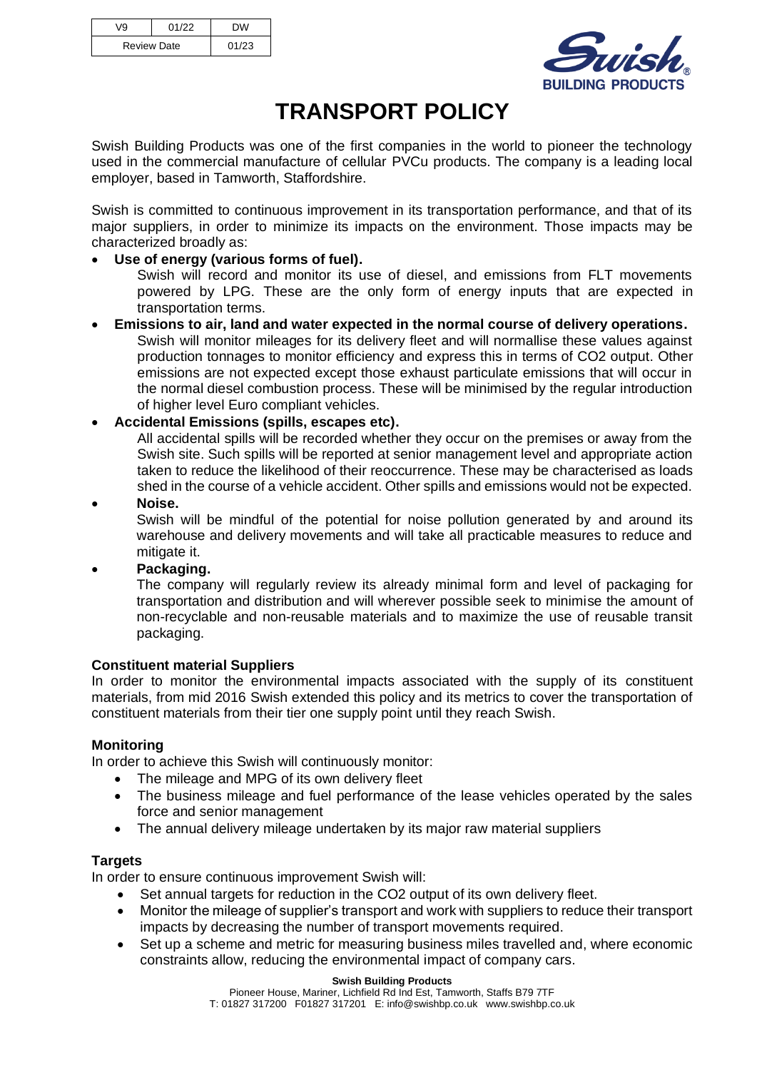| V9 | 01/22 | DW |
| --- | --- | --- |
| Review Date | | 01/23 |

# TRANSPORT POLICY

Swish Building Products was one of the first companies in the world to pioneer the technology used in the commercial manufacture of cellular PVCu products. The company is a leading local employer, based in Tamworth, Staffordshire.

Swish is committed to continuous improvement in its transportation performance, and that of its major suppliers, in order to minimize its impacts on the environment. Those impacts may be characterized broadly as:

- **Use of energy (various forms of fuel).**
  Swish will record and monitor its use of diesel, and emissions from FLT movements powered by LPG. These are the only form of energy inputs that are expected in transportation terms.
- **Emissions to air, land and water expected in the normal course of delivery operations.**
  Swish will monitor mileages for its delivery fleet and will normalise these values against production tonnages to monitor efficiency and express this in terms of $CO_2$ output. Other emissions are not expected except those exhaust particulate emissions that will occur in the normal diesel combustion process. These will be minimised by the regular introduction of higher level Euro compliant vehicles.
- **Accidental Emissions (spills, escapes etc).**
  All accidental spills will be recorded whether they occur on the premises or away from the Swish site. Such spills will be reported at senior management level and appropriate action taken to reduce the likelihood of their reoccurrence. These may be characterised as loads shed in the course of a vehicle accident. Other spills and emissions would not be expected.
- **Noise.**
  Swish will be mindful of the potential for noise pollution generated by and around its warehouse and delivery movements and will take all practicable measures to reduce and mitigate it.
- **Packaging.**
  The company will regularly review its already minimal form and level of packaging for transportation and distribution and will wherever possible seek to minimise the amount of non-recyclable and non-reusable materials and to maximize the use of reusable transit packaging.

**Constituent material Suppliers**
In order to monitor the environmental impacts associated with the supply of its constituent materials, from mid 2016 Swish extended this policy and its metrics to cover the transportation of constituent materials from their tier one supply point until they reach Swish.

**Monitoring**
In order to achieve this Swish will continuously monitor:

- The mileage and MPG of its own delivery fleet
- The business mileage and fuel performance of the lease vehicles operated by the sales force and senior management
- The annual delivery mileage undertaken by its major raw material suppliers

**Targets**
In order to ensure continuous improvement Swish will:

- Set annual targets for reduction in the $CO_2$ output of its own delivery fleet.
- Monitor the mileage of supplier's transport and work with suppliers to reduce their transport impacts by decreasing the number of transport movements required.
- Set up a scheme and metric for measuring business miles travelled and, where economic constraints allow, reducing the environmental impact of company cars.

**Swish Building Products**
Pioneer House, Mariner, Lichfield Rd Ind Est, Tamworth, Staffs B79 7TF
T: 01827 317200 F01827 317201 E: info@swishbp.co.uk www.swishbp.co.uk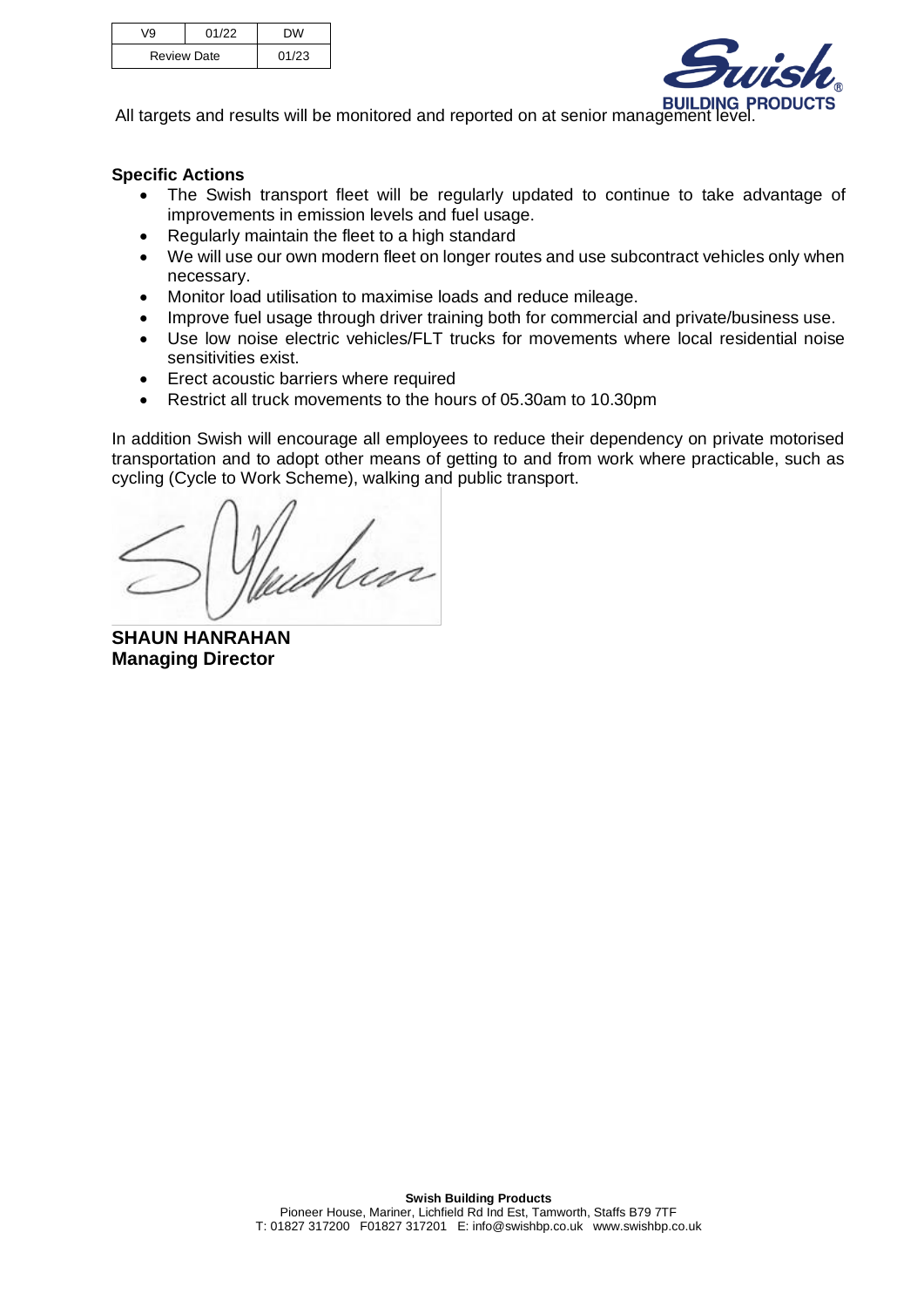All targets and results will be monitored and reported on at senior management level.

**Specific Actions**

- The Swish transport fleet will be regularly updated to continue to take advantage of improvements in emission levels and fuel usage.
- Regularly maintain the fleet to a high standard
- We will use our own modern fleet on longer routes and use subcontract vehicles only when necessary.
- Monitor load utilisation to maximise loads and reduce mileage.
- Improve fuel usage through driver training both for commercial and private/business use.
- Use low noise electric vehicles/FLT trucks for movements where local residential noise sensitivities exist.
- Erect acoustic barriers where required
- Restrict all truck movements to the hours of 05.30am to 10.30pm

In addition Swish will encourage all employees to reduce their dependency on private motorised transportation and to adopt other means of getting to and from work where practicable, such as cycling (Cycle to Work Scheme), walking and public transport.

**SHAUN HANRAHAN**
**Managing Director**